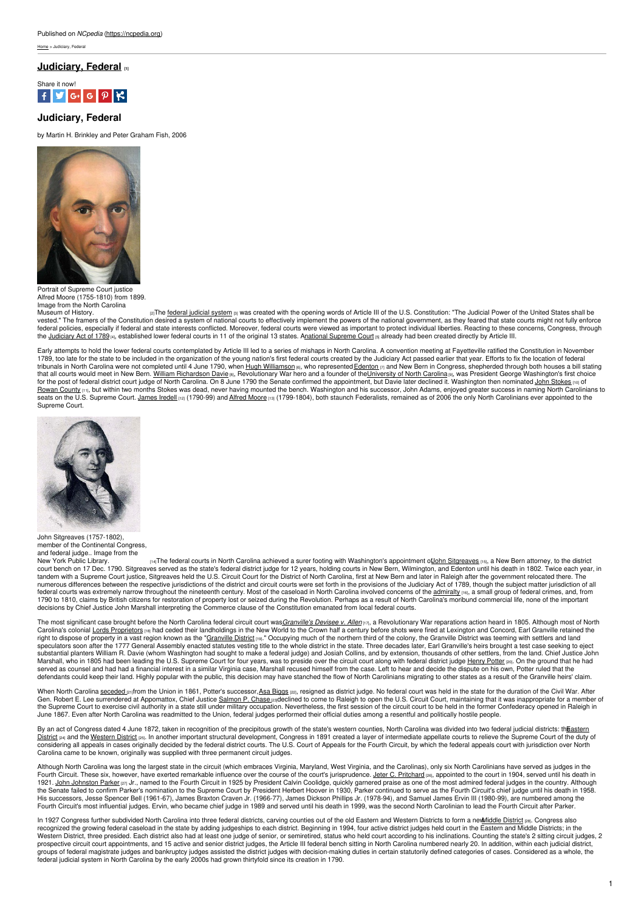Published on *NCpedia* (https://ncpedia.org)

Home > Judiciary, Federal

# Judiciary, Federal [1]

Share it now!

## Judiciary, Federal

by Martin H. Brinkley and Peter Graham Fish, 2006

Portrait of Supreme Court justice Alfred Moore (1755-1810) from 1899. Image from the North Carolina Museum of History. [2]

The federal judicial system [3] was created with the opening words of Article III of the U.S. Constitution: "The Judicial Power of the United States shall be vested." The framers of the Constitution desired a system of national courts to effectively implement the powers of the national government, as they feared that state courts might not fully enforce federal policies, especially if federal and state interests conflicted. Moreover, federal courts were viewed as important to protect individual liberties. Reacting to these concerns, Congress, through the Judiciary Act of 1789 [4], established lower federal courts in 11 of the original 13 states. A national Supreme Court [5] already had been created directly by Article III.

Early attempts to hold the lower federal courts contemplated by Article III led to a series of mishaps in North Carolina. A convention meeting at Fayetteville ratified the Constitution in November 1789, too late for the state to be included in the organization of the young nation's first federal courts created by the Judiciary Act passed earlier that year. Efforts to fix the location of federal tribunals in North Carolina were not completed until 4 June 1790, when Hugh Williamson [6], who represented Edenton [7] and New Bern in Congress, shepherded through both houses a bill stating that all courts would meet in New Bern. William Richardson Davie [8], Revolutionary War hero and a founder of the University of North Carolina [9], was President George Washington's first choice for the post of federal district court judge of North Carolina. On 8 June 1790 the Senate confirmed the appointment, but Davie later declined it. Washington then nominated John Stokes [10] of Rowan County [11], but within two months Stokes was dead, never having mounted the bench. Washington and his successor, John Adams, enjoyed greater success in naming North Carolinians to seats on the U.S. Supreme Court. James Iredell [12] (1790-99) and Alfred Moore [13] (1799-1804), both staunch Federalists, remained as of 2006 the only North Carolinians ever appointed to the Supreme Court.

John Sitgreaves (1757-1802), member of the Continental Congress, and federal judge.. Image from the New York Public Library. [14]

The federal courts in North Carolina achieved a surer footing with Washington's appointment of John Sitgreaves [15], a New Bern attorney, to the district court bench on 17 Dec. 1790. Sitgreaves served as the state's federal district judge for 12 years, holding courts in New Bern, Wilmington, and Edenton until his death in 1802. Twice each year, in tandem with a Supreme Court justice, Sitgreaves held the U.S. Circuit Court for the District of North Carolina, first at New Bern and later in Raleigh after the government relocated there. The numerous differences between the respective jurisdictions of the district and circuit courts were set forth in the provisions of the Judiciary Act of 1789, though the subject matter jurisdiction of all federal courts was extremely narrow throughout the nineteenth century. Most of the caseload in North Carolina involved concerns of the admiralty [16], a small group of federal crimes, and, from 1790 to 1810, claims by British citizens for restoration of property lost or seized during the Revolution. Perhaps as a result of North Carolina's moribund commercial life, none of the important decisions by Chief Justice John Marshall interpreting the Commerce clause of the Constitution emanated from local federal courts.

The most significant case brought before the North Carolina federal circuit court was *Granville's Devisee v. Allen* [17], a Revolutionary War reparations action heard in 1805. Although most of North Carolina's colonial Lords Proprietors [18] had ceded their landholdings in the New World to the Crown half a century before shots were fired at Lexington and Concord, Earl Granville retained the right to dispose of property in a vast region known as the "Granville District [19]." Occupying much of the northern third of the colony, the Granville District was teeming with settlers and land speculators soon after the 1777 General Assembly enacted statutes vesting title to the whole district in the state. Three decades later, Earl Granville's heirs brought a test case seeking to eject substantial planters William R. Davie (whom Washington had sought to make a federal judge) and Josiah Collins, and by extension, thousands of other settlers, from the land. Chief Justice John Marshall, who in 1805 had been leading the U.S. Supreme Court for four years, was to preside over the circuit court along with federal district judge Henry Potter [20]. On the ground that he had served as counsel and had had a financial interest in a similar Virginia case, Marshall recused himself from the case. Left to hear and decide the dispute on his own, Potter ruled that the defendants could keep their land. Highly popular with the public, this decision may have stanched the flow of North Carolinians migrating to other states as a result of the Granville heirs' claim.

When North Carolina seceded [21] from the Union in 1861, Potter's successor, Asa Biggs [22], resigned as district judge. No federal court was held in the state for the duration of the Civil War. After Gen. Robert E. Lee surrendered at Appomattox, Chief Justice Salmon P. Chase [23] declined to come to Raleigh to open the U.S. Circuit Court, maintaining that it was inappropriate for a member of the Supreme Court to exercise civil authority in a state still under military occupation. Nevertheless, the first session of the circuit court to be held in the former Confederacy opened in Raleigh in June 1867. Even after North Carolina was readmitted to the Union, federal judges performed their official duties among a resentful and politically hostile people.

By an act of Congress dated 4 June 1872, taken in recognition of the precipitous growth of the state's western counties, North Carolina was divided into two federal judicial districts: the Eastern District [24] and the Western District [25]. In another important structural development, Congress in 1891 created a layer of intermediate appellate courts to relieve the Supreme Court of the duty of considering all appeals in cases originally decided by the federal district courts. The U.S. Court of Appeals for the Fourth Circuit, by which the federal appeals court with jurisdiction over North Carolina came to be known, originally was supplied with three permanent circuit judges.

Although North Carolina was long the largest state in the circuit (which embraces Virginia, Maryland, West Virginia, and the Carolinas), only six North Carolinians have served as judges in the Fourth Circuit. These six, however, have exerted remarkable influence over the course of the court's jurisprudence. Jeter C. Pritchard [26], appointed to the court in 1904, served until his death in 1921. John Johnston Parker [27] Jr., named to the Fourth Circuit in 1925 by President Calvin Coolidge, quickly garnered praise as one of the most admired federal judges in the country. Although the Senate failed to confirm Parker's nomination to the Supreme Court by President Herbert Hoover in 1930, Parker continued to serve as the Fourth Circuit's chief judge until his death in 1958. His successors, Jesse Spencer Bell (1961-67), James Braxton Craven Jr. (1966-77), James Dickson Phillips Jr. (1978-94), and Samuel James Ervin III (1980-99), are numbered among the Fourth Circuit's most influential judges. Ervin, who became chief judge in 1989 and served until his death in 1999, was the second North Carolinian to lead the Fourth Circuit after Parker.

In 1927 Congress further subdivided North Carolina into three federal districts, carving counties out of the old Eastern and Western Districts to form a new Middle District [28]. Congress also recognized the growing federal caseload in the state by adding judgeships to each district. Beginning in 1994, four active district judges held court in the Eastern and Middle Districts; in the Western District, three presided. Each district also had at least one judge of senior, or semiretired, status who held court according to his inclinations. Counting the state's 2 sitting circuit judges, 2 prospective circuit court appointments, and 15 active and senior district judges, the Article III federal bench sitting in North Carolina numbered nearly 20. In addition, within each judicial district, groups of federal magistrate judges and bankruptcy judges assisted the district judges with decision-making duties in certain statutorily defined categories of cases. Considered as a whole, the federal judicial system in North Carolina by the early 2000s had grown thirtyfold since its creation in 1790.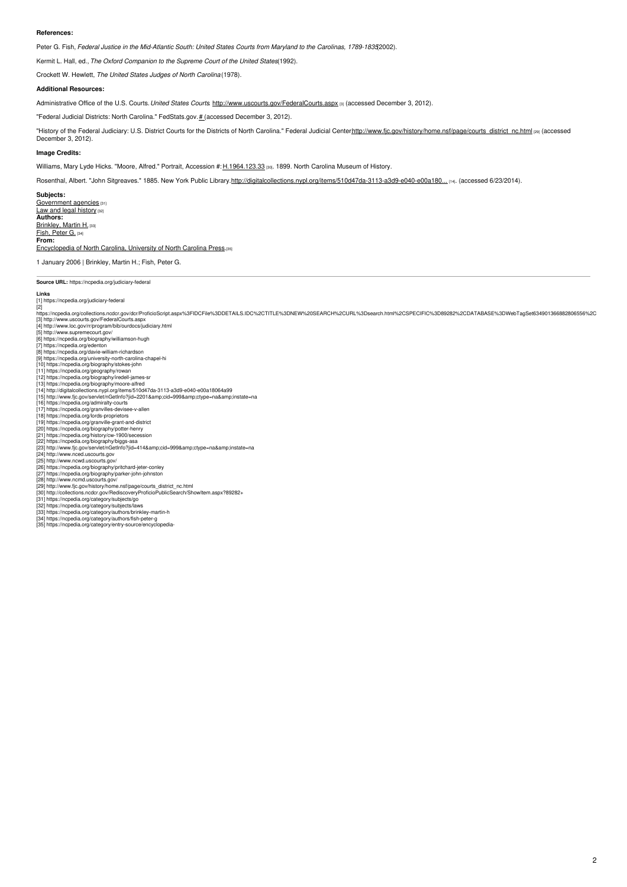**References:**

Peter G. Fish, *Federal Justice in the Mid-Atlantic South: United States Courts from Maryland to the Carolinas, 1789-1835*(2002).

Kermit L. Hall, ed., *The Oxford Companion to the Supreme Court of the United States*(1992).

Crockett W. Hewlett, *The United States Judges of North Carolina*(1978).

**Additional Resources:**

Administrative Office of the U.S. Courts. *United States Courts*. http://www.uscourts.gov/FederalCourts.aspx [3] (accessed December 3, 2012).

"Federal Judicial Districts: North Carolina." FedStats.gov. # (accessed December 3, 2012).

"History of the Federal Judiciary: U.S. District Courts for the Districts of North Carolina." Federal Judicial Center http://www.fjc.gov/history/home.nsf/page/courts_district_nc.html [29] (accessed December 3, 2012).

**Image Credits:**

Williams, Mary Lyde Hicks. "Moore, Alfred." Portrait, Accession #: H.1964.123.33 [30]. 1899. North Carolina Museum of History.

Rosenthal, Albert. "John Sitgreaves." 1885. New York Public Library. http://digitalcollections.nypl.org/items/510d47da-3113-a3d9-e040-e00a180... [14]. (accessed 6/23/2014).

**Subjects:**
Government agencies [31]
Law and legal history [32]
**Authors:**
Brinkley, Martin H. [33]
Fish, Peter G. [34]
**From:**
Encyclopedia of North Carolina, University of North Carolina Press. [35]

1 January 2006 | Brinkley, Martin H.; Fish, Peter G.

**Source URL:** https://ncpedia.org/judiciary-federal

**Links**
[1] https://ncpedia.org/judiciary-federal
[2] https://ncpedia.org/collections.ncdcr.gov/dcr/ProficioScript.aspx%3FIDCFile%3DDETAILS.IDC%2CTITLE%3DNEW%20SEARCH%2CURL%3Dsearch.html%2CSPECIFIC%3D89282%2CDATABASE%3DWebTagSet634901366882806556%2C
[3] http://www.uscourts.gov/FederalCourts.aspx
[4] http://www.loc.gov/rr/program/bib/ourdocs/judiciary.html
[5] http://www.supremecourt.gov/
[6] https://ncpedia.org/biography/williamson-hugh
[7] https://ncpedia.org/edenton
[8] https://ncpedia.org/davie-william-richardson
[9] https://ncpedia.org/university-north-carolina-chapel-hi
[10] https://ncpedia.org/biography/stokes-john
[11] https://ncpedia.org/geography/rowan
[12] https://ncpedia.org/biography/iredell-james-sr
[13] https://ncpedia.org/biography/moore-alfred
[14] http://digitalcollections.nypl.org/items/510d47da-3113-a3d9-e040-e00a18064a99
[15] http://www.fjc.gov/servlet/nGetInfo?jid=2201&amp;cid=999&amp;ctype=na&amp;instate=na
[16] https://ncpedia.org/admiralty-courts
[17] https://ncpedia.org/granvilles-devisee-v-allen
[18] https://ncpedia.org/lords-proprietors
[19] https://ncpedia.org/granville-grant-and-district
[20] https://ncpedia.org/biography/potter-henry
[21] https://ncpedia.org/history/cw-1900/secession
[22] https://ncpedia.org/biography/biggs-asa
[23] http://www.fjc.gov/servlet/nGetInfo?jid=414&amp;cid=999&amp;ctype=na&amp;instate=na
[24] http://www.nced.uscourts.gov
[25] http://www.ncwd.uscourts.gov/
[26] https://ncpedia.org/biography/pritchard-jeter-conley
[27] https://ncpedia.org/biography/parker-john-johnston
[28] http://www.ncmd.uscourts.gov/
[29] http://www.fjc.gov/history/home.nsf/page/courts_district_nc.html
[30] http://collections.ncdcr.gov/RediscoveryProficioPublicSearch/ShowItem.aspx?89282+
[31] https://ncpedia.org/category/subjects/go
[32] https://ncpedia.org/category/subjects/laws
[33] https://ncpedia.org/category/authors/brinkley-martin-h
[34] https://ncpedia.org/category/authors/fish-peter-g
[35] https://ncpedia.org/category/entry-source/encyclopedia-